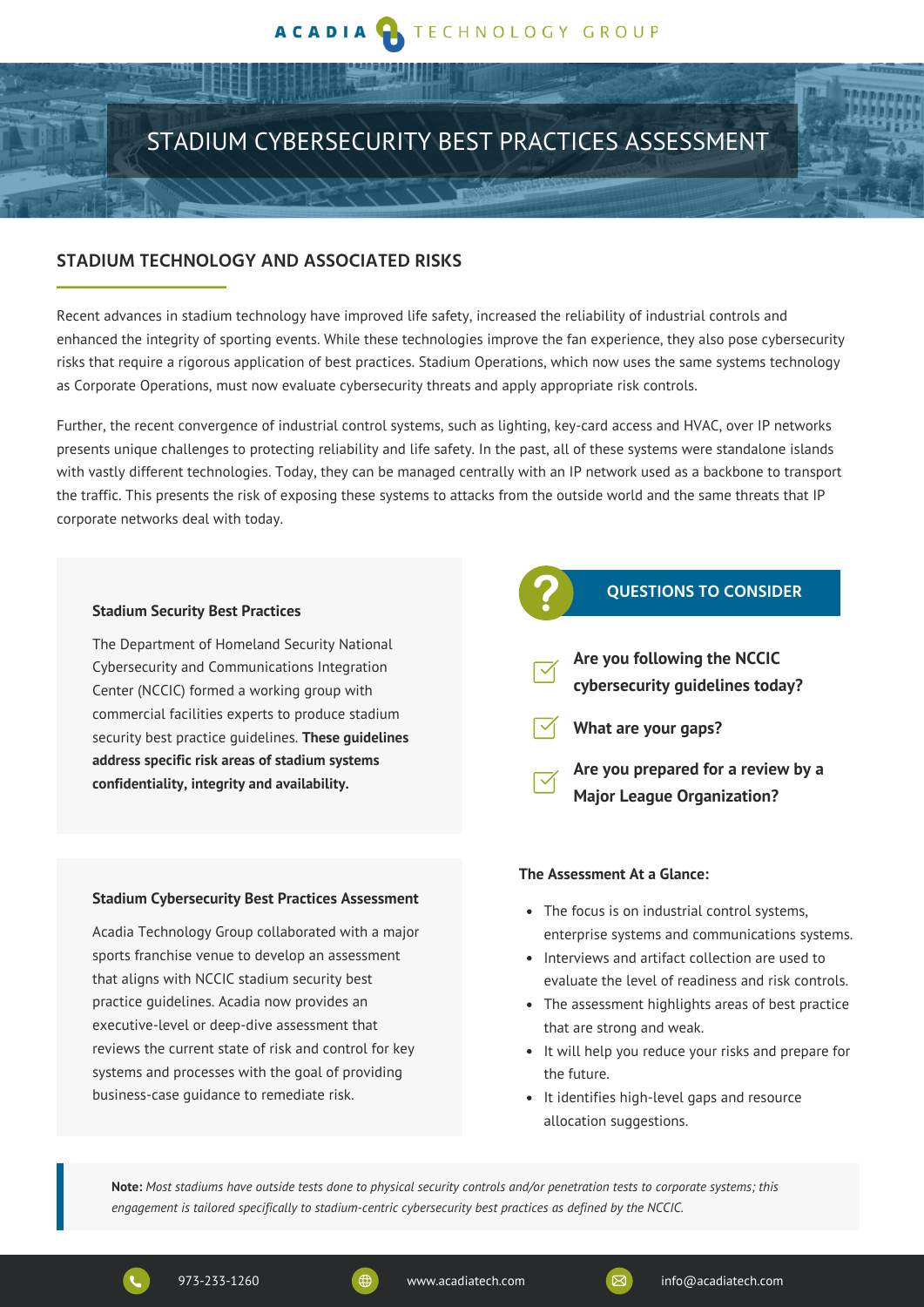# STADIUM CYBERSECURITY BEST PRACTICES ASSESSMENT

## STADIUM TECHNOLOGY AND ASSOCIATED RISKS

Recent advances in stadium technology have improved life safety, increased the reliability of industrial controls and enhanced the integrity of sporting events. While these technologies improve the fan experience, they also pose cybersecurity risks that require a rigorous application of best practices. Stadium Operations, which now uses the same systems technology as Corporate Operations, must now evaluate cybersecurity threats and apply appropriate risk controls.

Further, the recent convergence of industrial control systems, such as lighting, key-card access and HVAC, over IP networks presents unique challenges to protecting reliability and life safety. In the past, all of these systems were standalone islands with vastly different technologies. Today, they can be managed centrally with an IP network used as a backbone to transport the traffic. This presents the risk of exposing these systems to attacks from the outside world and the same threats that IP corporate networks deal with today.

### Stadium Security Best Practices

The Department of Homeland Security National Cybersecurity and Communications Integration Center (NCCIC) formed a working group with commercial facilities experts to produce stadium security best practice guidelines. **These guidelines address specific risk areas of stadium systems confidentiality, integrity and availability.**

### Stadium Cybersecurity Best Practices Assessment

Acadia Technology Group collaborated with a major sports franchise venue to develop an assessment that aligns with NCCIC stadium security best practice guidelines. Acadia now provides an executive-level or deep-dive assessment that reviews the current state of risk and control for key systems and processes with the goal of providing business-case guidance to remediate risk.

### QUESTIONS TO CONSIDER

- **Are you following the NCCIC cybersecurity guidelines today?**
- **What are your gaps?**
- **Are you prepared for a review by a Major League Organization?**

**The Assessment At a Glance:**

- The focus is on industrial control systems, enterprise systems and communications systems.
- Interviews and artifact collection are used to evaluate the level of readiness and risk controls.
- The assessment highlights areas of best practice that are strong and weak.
- It will help you reduce your risks and prepare for the future.
- It identifies high-level gaps and resource allocation suggestions.

**Note:** *Most stadiums have outside tests done to physical security controls and/or penetration tests to corporate systems; this engagement is tailored specifically to stadium-centric cybersecurity best practices as defined by the NCCIC.*

973-233-1260 | www.acadiatech.com | info@acadiatech.com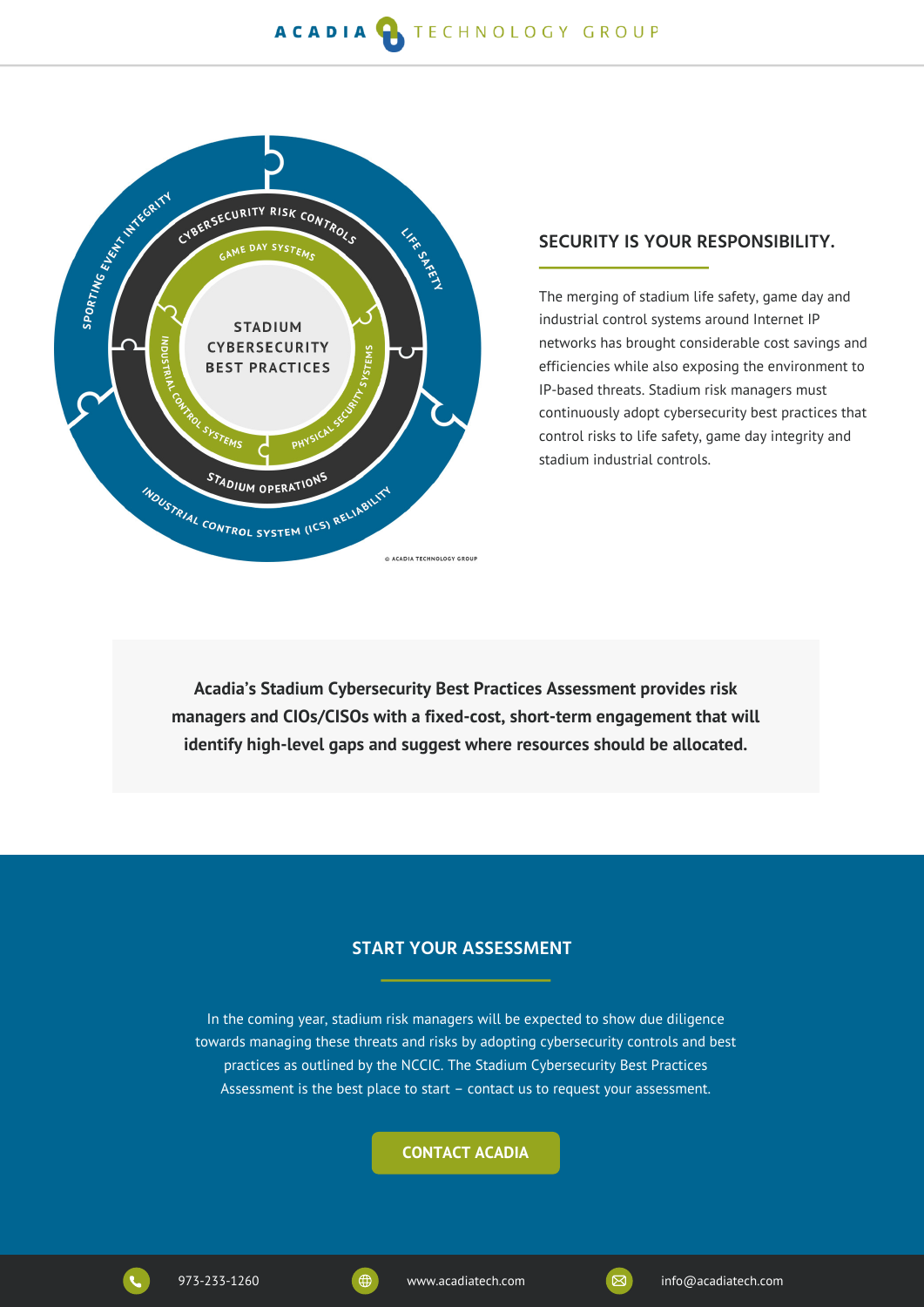STADIUM CYBERSECURITY BEST PRACTICES

CYBERSECURITY RISK CONTROLS

GAME DAY SYSTEMS

PHYSICAL SECURITY SYSTEMS

INDUSTRIAL CONTROL SYSTEMS

STADIUM OPERATIONS

SPORTING EVENT INTEGRITY

LIFE SAFETY

INDUSTRIAL CONTROL SYSTEM (ICS) RELIABILITY

© ACADIA TECHNOLOGY GROUP

## SECURITY IS YOUR RESPONSIBILITY.

The merging of stadium life safety, game day and industrial control systems around Internet IP networks has brought considerable cost savings and efficiencies while also exposing the environment to IP-based threats. Stadium risk managers must continuously adopt cybersecurity best practices that control risks to life safety, game day integrity and stadium industrial controls.

**Acadia's Stadium Cybersecurity Best Practices Assessment provides risk managers and CIOs/CISOs with a fixed-cost, short-term engagement that will identify high-level gaps and suggest where resources should be allocated.**

## START YOUR ASSESSMENT

In the coming year, stadium risk managers will be expected to show due diligence towards managing these threats and risks by adopting cybersecurity controls and best practices as outlined by the NCCIC. The Stadium Cybersecurity Best Practices Assessment is the best place to start – contact us to request your assessment.

**CONTACT ACADIA**

973-233-1260 | www.acadiatech.com | info@acadiatech.com